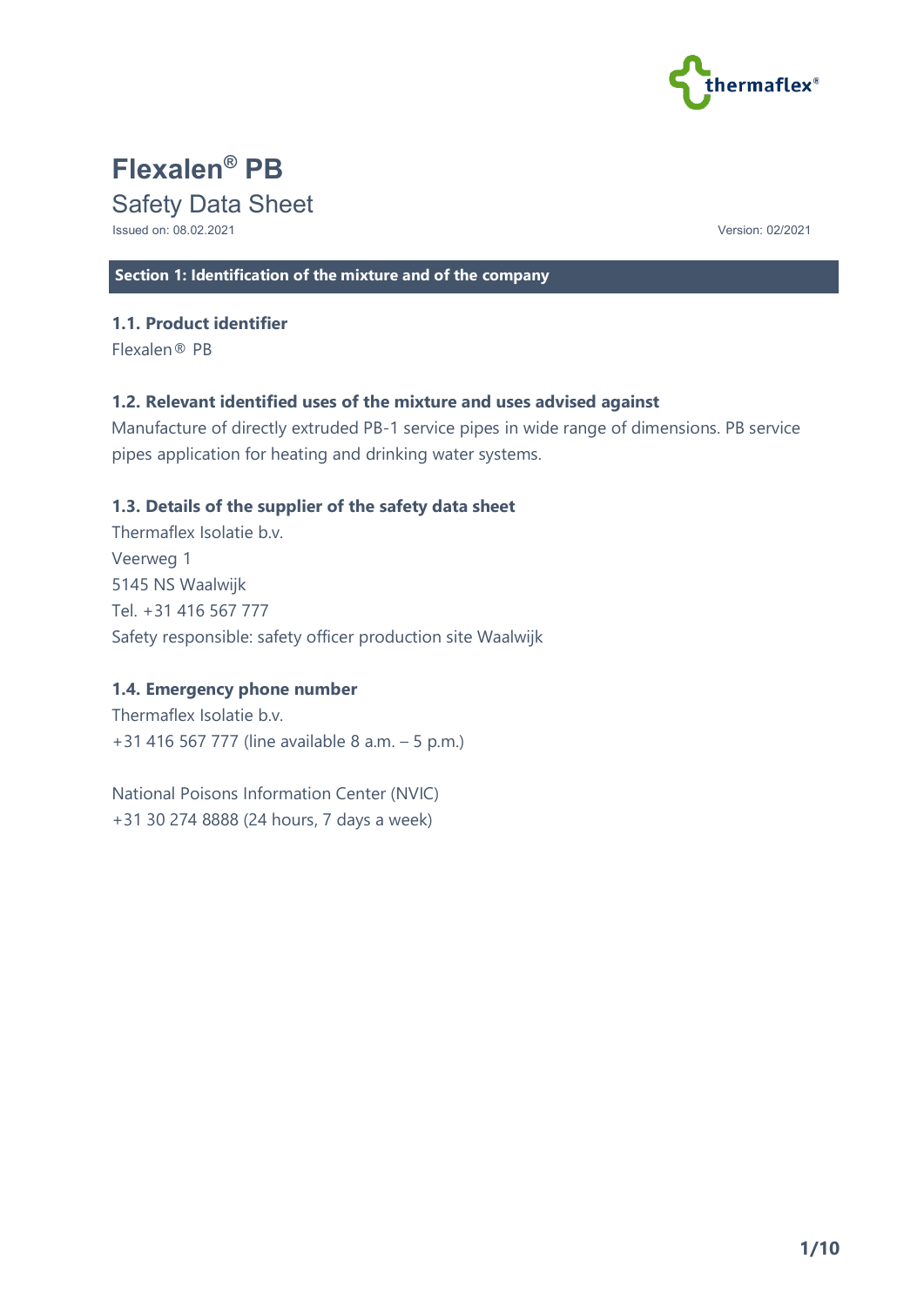# Flexalen® PB

Safety Data Sheet

Issued on: 08.02.2021

Version: 02/2021

## Section 1: Identification of the mixture and of the company

### 1.1. Product identifier

Flexalen® PB

### 1.2. Relevant identified uses of the mixture and uses advised against

Manufacture of directly extruded PB-1 service pipes in wide range of dimensions. PB service pipes application for heating and drinking water systems.

### 1.3. Details of the supplier of the safety data sheet

Thermaflex Isolatie b.v.
Veerweg 1
5145 NS Waalwijk
Tel. +31 416 567 777
Safety responsible: safety officer production site Waalwijk

### 1.4. Emergency phone number

Thermaflex Isolatie b.v.
+31 416 567 777 (line available 8 a.m. – 5 p.m.)

National Poisons Information Center (NVIC)
+31 30 274 8888 (24 hours, 7 days a week)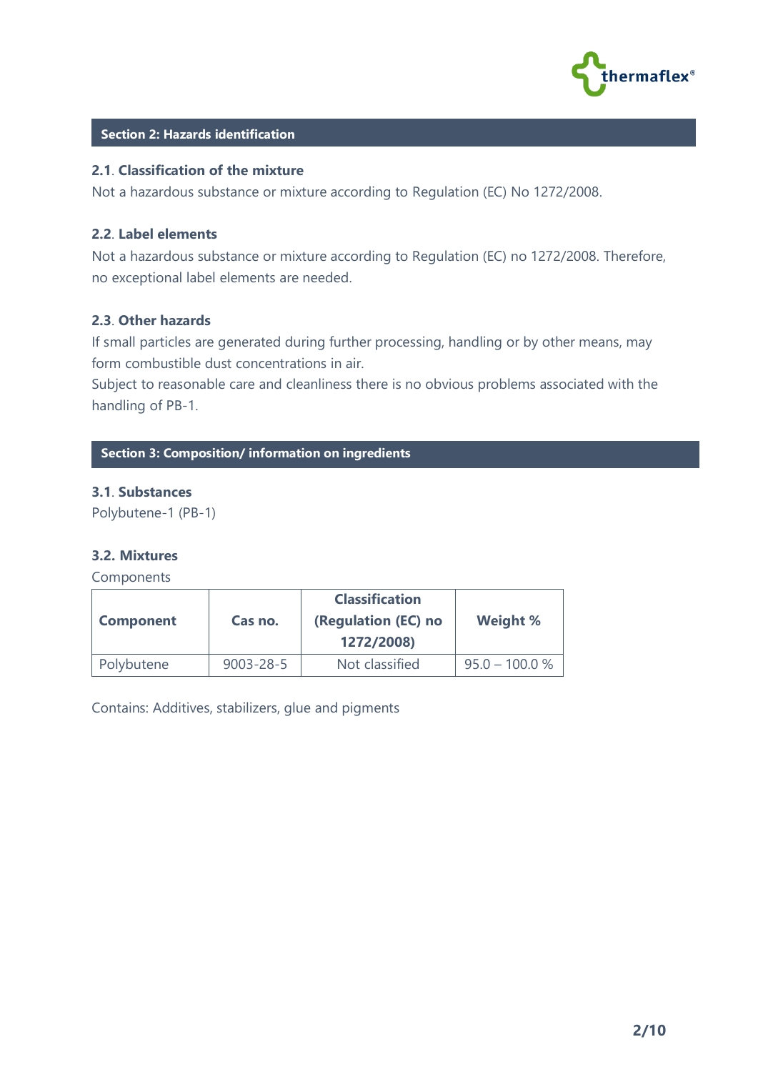## Section 2: Hazards identification

### 2.1. Classification of the mixture

Not a hazardous substance or mixture according to Regulation (EC) No 1272/2008.

### 2.2. Label elements

Not a hazardous substance or mixture according to Regulation (EC) no 1272/2008. Therefore, no exceptional label elements are needed.

### 2.3. Other hazards

If small particles are generated during further processing, handling or by other means, may form combustible dust concentrations in air.
Subject to reasonable care and cleanliness there is no obvious problems associated with the handling of PB-1.

## Section 3: Composition/ information on ingredients

### 3.1. Substances

Polybutene-1 (PB-1)

### 3.2. Mixtures

Components

| Component | Cas no. | Classification (Regulation (EC) no 1272/2008) | Weight % |
|---|---|---|---|
| Polybutene | 9003-28-5 | Not classified | 95.0 – 100.0 % |

Contains: Additives, stabilizers, glue and pigments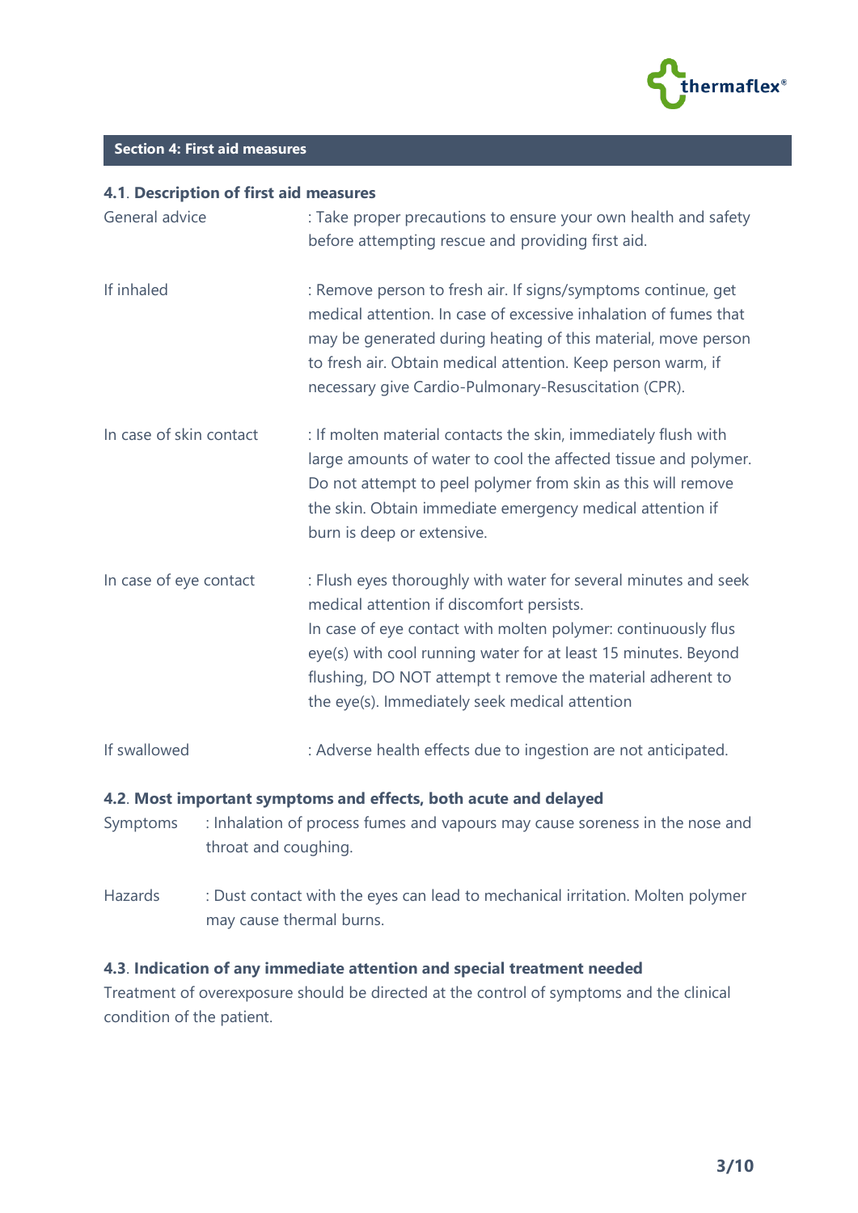## Section 4: First aid measures

### 4.1. Description of first aid measures

| | |
|---|---|
| General advice | : Take proper precautions to ensure your own health and safety before attempting rescue and providing first aid. |
| If inhaled | : Remove person to fresh air. If signs/symptoms continue, get medical attention. In case of excessive inhalation of fumes that may be generated during heating of this material, move person to fresh air. Obtain medical attention. Keep person warm, if necessary give Cardio-Pulmonary-Resuscitation (CPR). |
| In case of skin contact | : If molten material contacts the skin, immediately flush with large amounts of water to cool the affected tissue and polymer. Do not attempt to peel polymer from skin as this will remove the skin. Obtain immediate emergency medical attention if burn is deep or extensive. |
| In case of eye contact | : Flush eyes thoroughly with water for several minutes and seek medical attention if discomfort persists. In case of eye contact with molten polymer: continuously flus eye(s) with cool running water for at least 15 minutes. Beyond flushing, DO NOT attempt t remove the material adherent to the eye(s). Immediately seek medical attention |
| If swallowed | : Adverse health effects due to ingestion are not anticipated. |

### 4.2. Most important symptoms and effects, both acute and delayed

| | |
|---|---|
| Symptoms | : Inhalation of process fumes and vapours may cause soreness in the nose and throat and coughing. |
| Hazards | : Dust contact with the eyes can lead to mechanical irritation. Molten polymer may cause thermal burns. |

### 4.3. Indication of any immediate attention and special treatment needed

Treatment of overexposure should be directed at the control of symptoms and the clinical condition of the patient.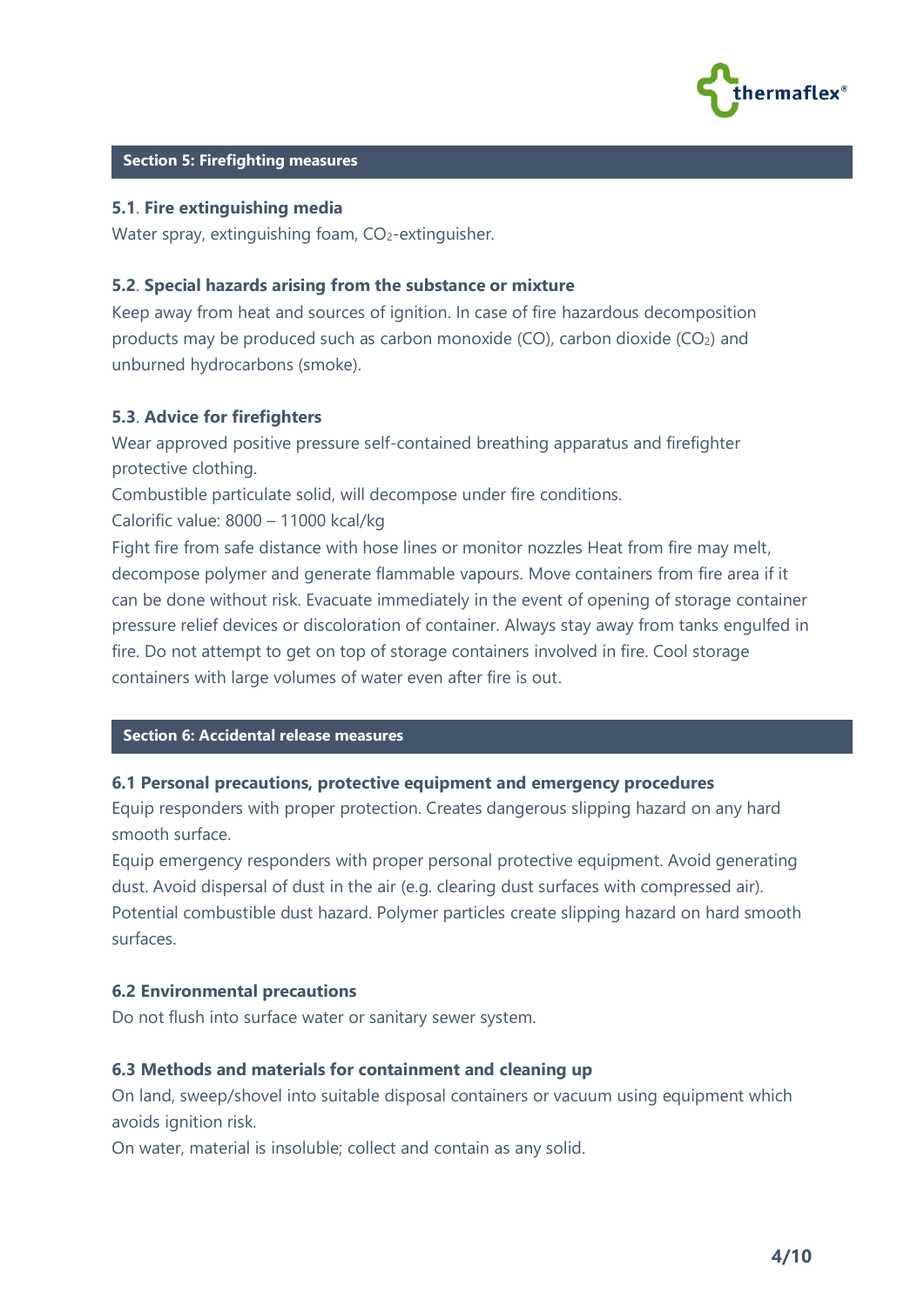## Section 5: Firefighting measures

### 5.1. Fire extinguishing media

Water spray, extinguishing foam, $CO_2$-extinguisher.

### 5.2. Special hazards arising from the substance or mixture

Keep away from heat and sources of ignition. In case of fire hazardous decomposition products may be produced such as carbon monoxide (CO), carbon dioxide ($CO_2$) and unburned hydrocarbons (smoke).

### 5.3. Advice for firefighters

Wear approved positive pressure self-contained breathing apparatus and firefighter protective clothing.

Combustible particulate solid, will decompose under fire conditions.

Calorific value: 8000 – 11000 kcal/kg

Fight fire from safe distance with hose lines or monitor nozzles Heat from fire may melt, decompose polymer and generate flammable vapours. Move containers from fire area if it can be done without risk. Evacuate immediately in the event of opening of storage container pressure relief devices or discoloration of container. Always stay away from tanks engulfed in fire. Do not attempt to get on top of storage containers involved in fire. Cool storage containers with large volumes of water even after fire is out.

## Section 6: Accidental release measures

### 6.1 Personal precautions, protective equipment and emergency procedures

Equip responders with proper protection. Creates dangerous slipping hazard on any hard smooth surface.

Equip emergency responders with proper personal protective equipment. Avoid generating dust. Avoid dispersal of dust in the air (e.g. clearing dust surfaces with compressed air). Potential combustible dust hazard. Polymer particles create slipping hazard on hard smooth surfaces.

### 6.2 Environmental precautions

Do not flush into surface water or sanitary sewer system.

### 6.3 Methods and materials for containment and cleaning up

On land, sweep/shovel into suitable disposal containers or vacuum using equipment which avoids ignition risk.

On water, material is insoluble; collect and contain as any solid.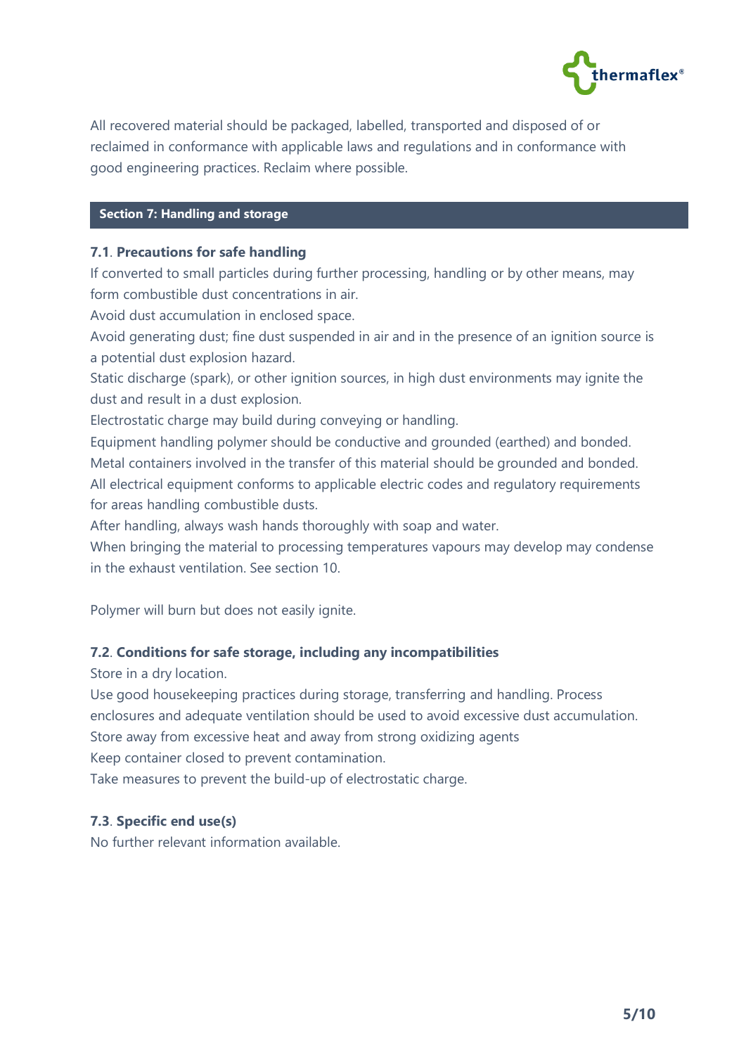All recovered material should be packaged, labelled, transported and disposed of or reclaimed in conformance with applicable laws and regulations and in conformance with good engineering practices. Reclaim where possible.

## Section 7: Handling and storage

### 7.1. Precautions for safe handling

If converted to small particles during further processing, handling or by other means, may form combustible dust concentrations in air.
Avoid dust accumulation in enclosed space.
Avoid generating dust; fine dust suspended in air and in the presence of an ignition source is a potential dust explosion hazard.
Static discharge (spark), or other ignition sources, in high dust environments may ignite the dust and result in a dust explosion.
Electrostatic charge may build during conveying or handling.
Equipment handling polymer should be conductive and grounded (earthed) and bonded.
Metal containers involved in the transfer of this material should be grounded and bonded.
All electrical equipment conforms to applicable electric codes and regulatory requirements for areas handling combustible dusts.
After handling, always wash hands thoroughly with soap and water.
When bringing the material to processing temperatures vapours may develop may condense in the exhaust ventilation. See section 10.

Polymer will burn but does not easily ignite.

### 7.2. Conditions for safe storage, including any incompatibilities

Store in a dry location.
Use good housekeeping practices during storage, transferring and handling. Process enclosures and adequate ventilation should be used to avoid excessive dust accumulation.
Store away from excessive heat and away from strong oxidizing agents
Keep container closed to prevent contamination.
Take measures to prevent the build-up of electrostatic charge.

### 7.3. Specific end use(s)

No further relevant information available.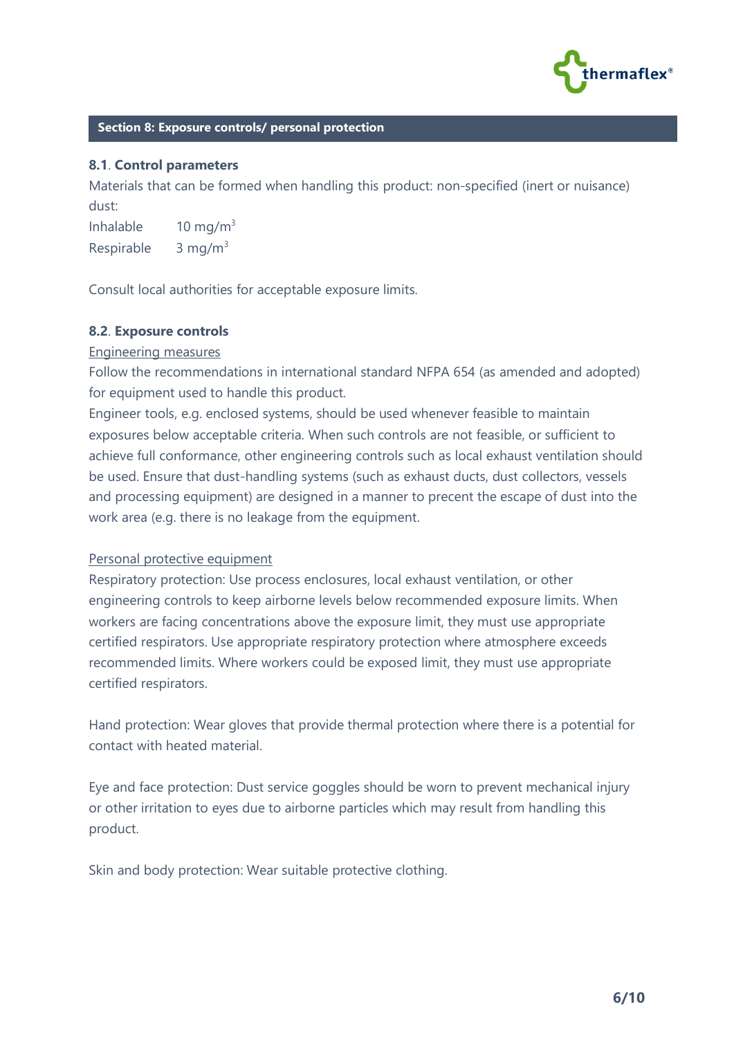## Section 8: Exposure controls/ personal protection

### 8.1. Control parameters

Materials that can be formed when handling this product: non-specified (inert or nuisance) dust:

Inhalable 10 mg/m$^3$
Respirable 3 mg/m$^3$

Consult local authorities for acceptable exposure limits.

### 8.2. Exposure controls

Engineering measures

Follow the recommendations in international standard NFPA 654 (as amended and adopted) for equipment used to handle this product.
Engineer tools, e.g. enclosed systems, should be used whenever feasible to maintain exposures below acceptable criteria. When such controls are not feasible, or sufficient to achieve full conformance, other engineering controls such as local exhaust ventilation should be used. Ensure that dust-handling systems (such as exhaust ducts, dust collectors, vessels and processing equipment) are designed in a manner to precent the escape of dust into the work area (e.g. there is no leakage from the equipment.

Personal protective equipment

Respiratory protection: Use process enclosures, local exhaust ventilation, or other engineering controls to keep airborne levels below recommended exposure limits. When workers are facing concentrations above the exposure limit, they must use appropriate certified respirators. Use appropriate respiratory protection where atmosphere exceeds recommended limits. Where workers could be exposed limit, they must use appropriate certified respirators.

Hand protection: Wear gloves that provide thermal protection where there is a potential for contact with heated material.

Eye and face protection: Dust service goggles should be worn to prevent mechanical injury or other irritation to eyes due to airborne particles which may result from handling this product.

Skin and body protection: Wear suitable protective clothing.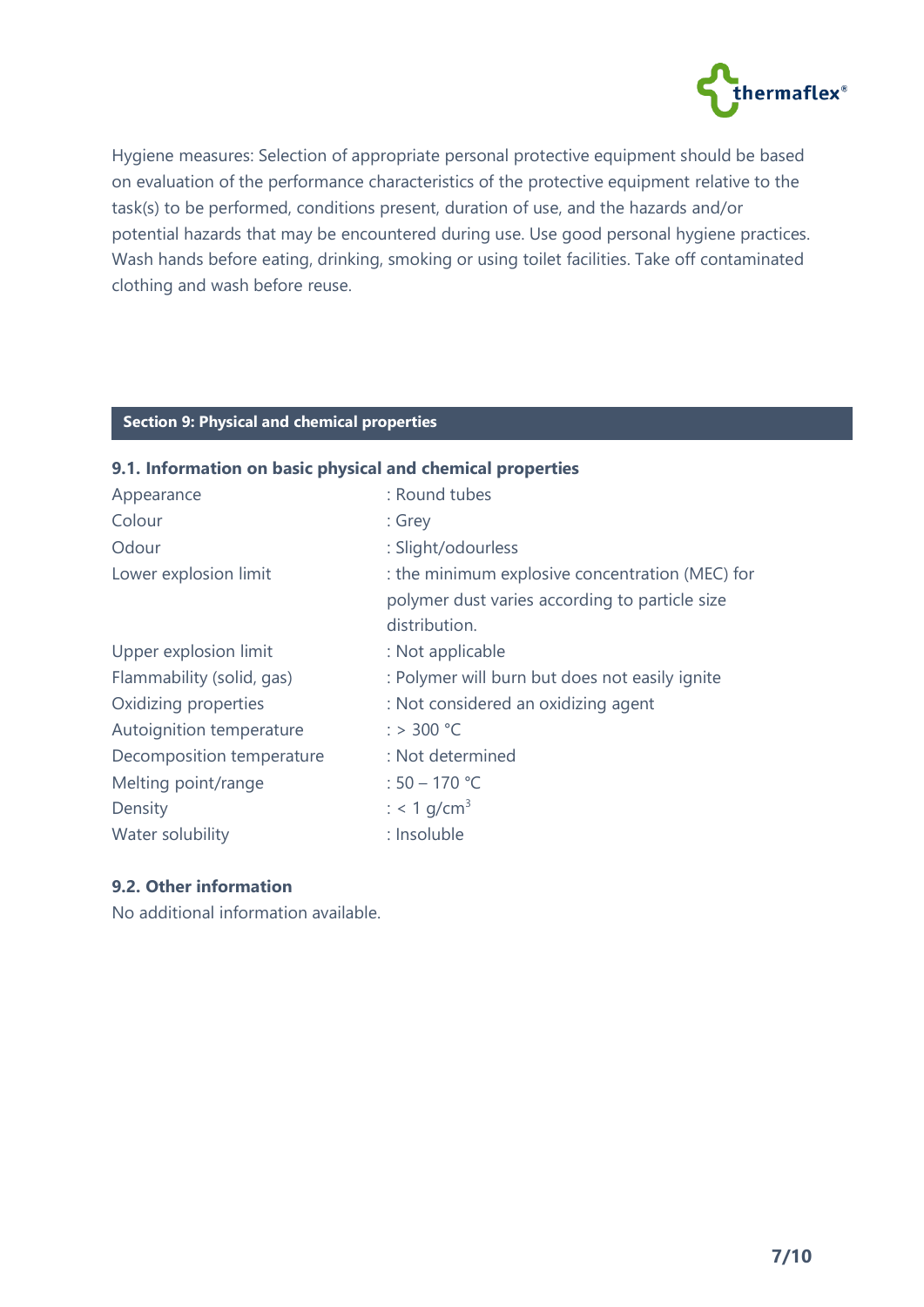Hygiene measures: Selection of appropriate personal protective equipment should be based on evaluation of the performance characteristics of the protective equipment relative to the task(s) to be performed, conditions present, duration of use, and the hazards and/or potential hazards that may be encountered during use. Use good personal hygiene practices. Wash hands before eating, drinking, smoking or using toilet facilities. Take off contaminated clothing and wash before reuse.

## Section 9: Physical and chemical properties

### 9.1. Information on basic physical and chemical properties

| | |
|---|---|
| Appearance | : Round tubes |
| Colour | : Grey |
| Odour | : Slight/odourless |
| Lower explosion limit | : the minimum explosive concentration (MEC) for polymer dust varies according to particle size distribution. |
| Upper explosion limit | : Not applicable |
| Flammability (solid, gas) | : Polymer will burn but does not easily ignite |
| Oxidizing properties | : Not considered an oxidizing agent |
| Autoignition temperature | : > 300 °C |
| Decomposition temperature | : Not determined |
| Melting point/range | : 50 – 170 °C |
| Density | : < 1 g/cm$^3$ |
| Water solubility | : Insoluble |

### 9.2. Other information

No additional information available.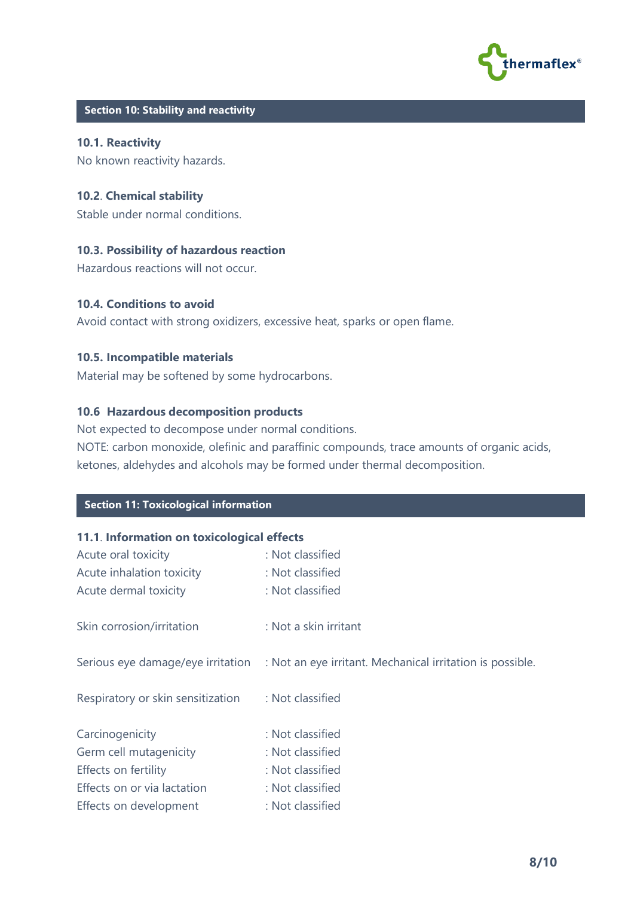## Section 10: Stability and reactivity

### 10.1. Reactivity

No known reactivity hazards.

### 10.2. Chemical stability

Stable under normal conditions.

### 10.3. Possibility of hazardous reaction

Hazardous reactions will not occur.

### 10.4. Conditions to avoid

Avoid contact with strong oxidizers, excessive heat, sparks or open flame.

### 10.5. Incompatible materials

Material may be softened by some hydrocarbons.

### 10.6 Hazardous decomposition products

Not expected to decompose under normal conditions.
NOTE: carbon monoxide, olefinic and paraffinic compounds, trace amounts of organic acids, ketones, aldehydes and alcohols may be formed under thermal decomposition.

## Section 11: Toxicological information

### 11.1. Information on toxicological effects

Acute oral toxicity : Not classified
Acute inhalation toxicity : Not classified
Acute dermal toxicity : Not classified

Skin corrosion/irritation : Not a skin irritant

Serious eye damage/eye irritation : Not an eye irritant. Mechanical irritation is possible.

Respiratory or skin sensitization : Not classified

Carcinogenicity : Not classified
Germ cell mutagenicity : Not classified
Effects on fertility : Not classified
Effects on or via lactation : Not classified
Effects on development : Not classified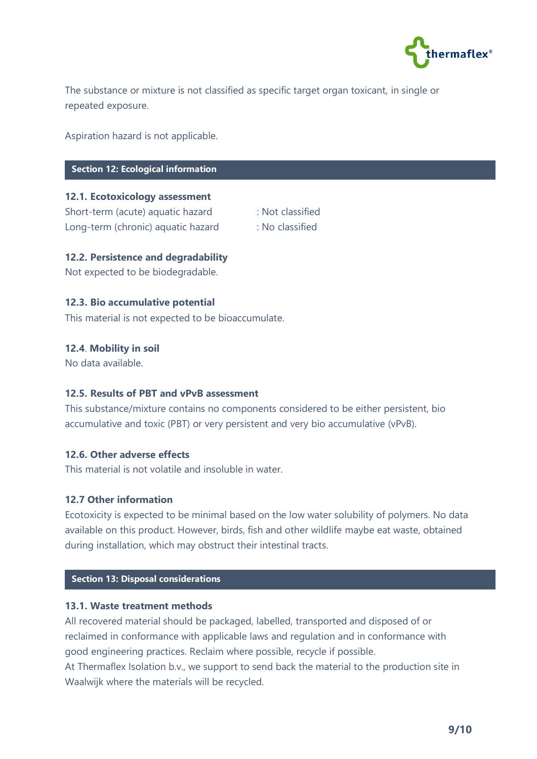The substance or mixture is not classified as specific target organ toxicant, in single or repeated exposure.

Aspiration hazard is not applicable.

## Section 12: Ecological information

### 12.1. Ecotoxicology assessment

Short-term (acute) aquatic hazard : Not classified
Long-term (chronic) aquatic hazard : No classified

### 12.2. Persistence and degradability

Not expected to be biodegradable.

### 12.3. Bio accumulative potential

This material is not expected to be bioaccumulate.

### 12.4. Mobility in soil

No data available.

### 12.5. Results of PBT and vPvB assessment

This substance/mixture contains no components considered to be either persistent, bio accumulative and toxic (PBT) or very persistent and very bio accumulative (vPvB).

### 12.6. Other adverse effects

This material is not volatile and insoluble in water.

### 12.7 Other information

Ecotoxicity is expected to be minimal based on the low water solubility of polymers. No data available on this product. However, birds, fish and other wildlife maybe eat waste, obtained during installation, which may obstruct their intestinal tracts.

## Section 13: Disposal considerations

### 13.1. Waste treatment methods

All recovered material should be packaged, labelled, transported and disposed of or reclaimed in conformance with applicable laws and regulation and in conformance with good engineering practices. Reclaim where possible, recycle if possible.
At Thermaflex Isolation b.v., we support to send back the material to the production site in Waalwijk where the materials will be recycled.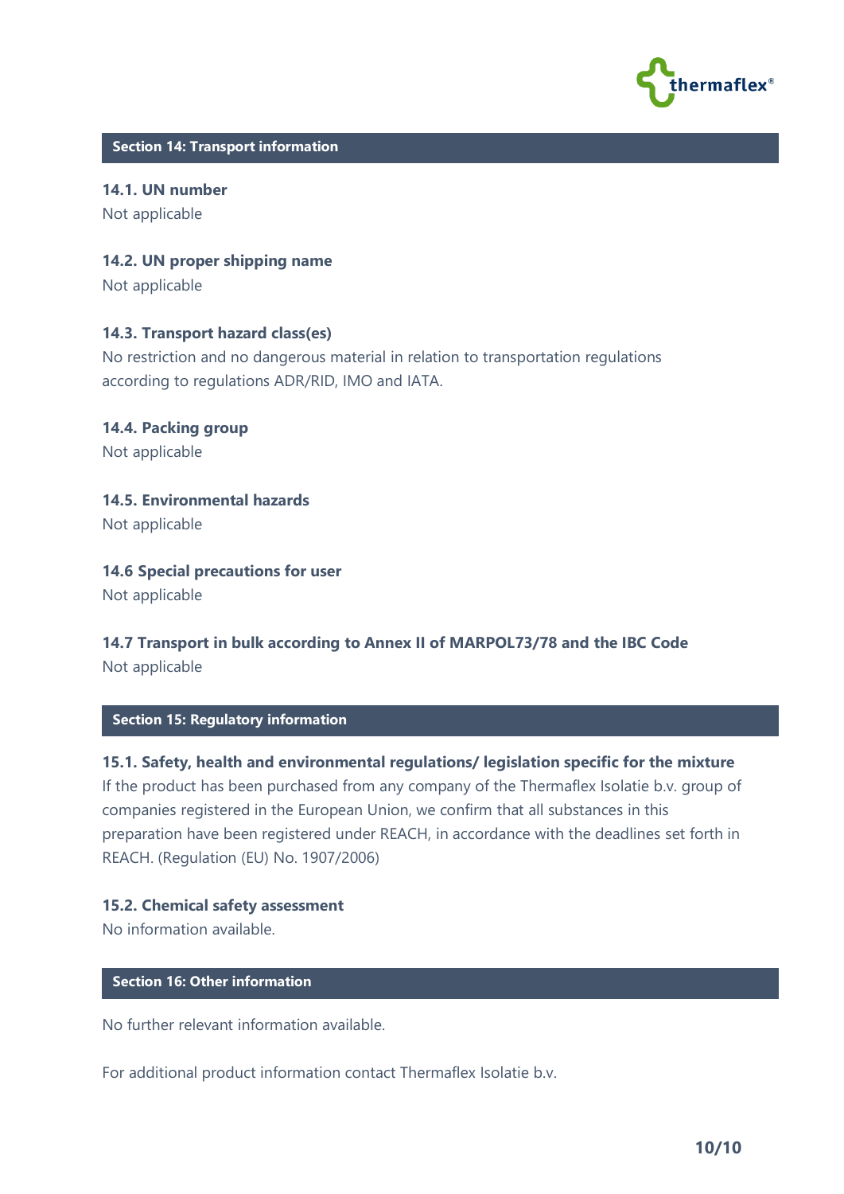## Section 14: Transport information

### 14.1. UN number

Not applicable

### 14.2. UN proper shipping name

Not applicable

### 14.3. Transport hazard class(es)

No restriction and no dangerous material in relation to transportation regulations according to regulations ADR/RID, IMO and IATA.

### 14.4. Packing group

Not applicable

### 14.5. Environmental hazards

Not applicable

### 14.6 Special precautions for user

Not applicable

### 14.7 Transport in bulk according to Annex II of MARPOL73/78 and the IBC Code

Not applicable

## Section 15: Regulatory information

### 15.1. Safety, health and environmental regulations/ legislation specific for the mixture

If the product has been purchased from any company of the Thermaflex Isolatie b.v. group of companies registered in the European Union, we confirm that all substances in this preparation have been registered under REACH, in accordance with the deadlines set forth in REACH. (Regulation (EU) No. 1907/2006)

### 15.2. Chemical safety assessment

No information available.

## Section 16: Other information

No further relevant information available.

For additional product information contact Thermaflex Isolatie b.v.